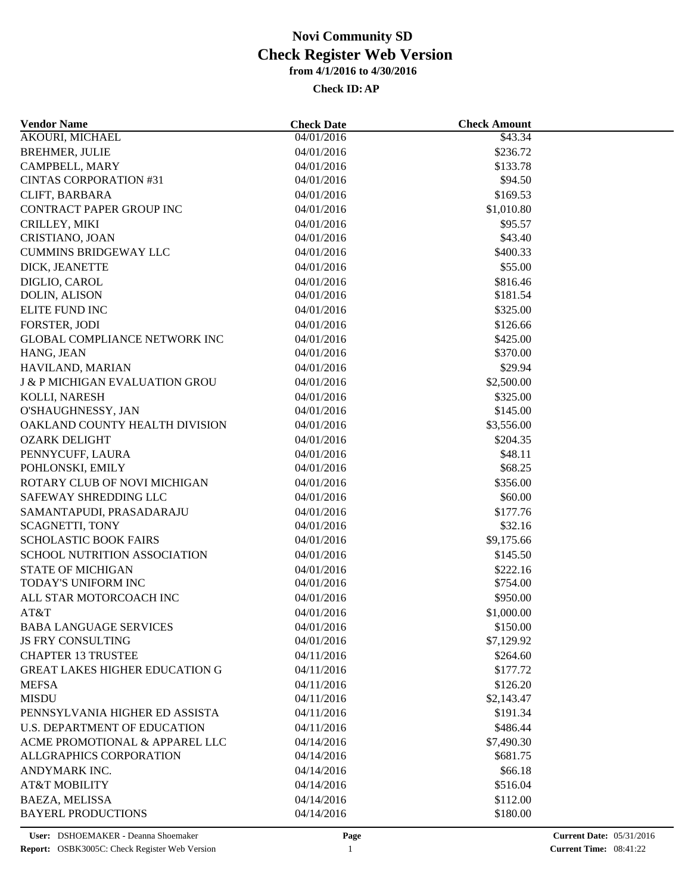# Novi Community SD
# Check Register Web Version
### from 4/1/2016 to 4/30/2016
### Check ID: AP

| Vendor Name | Check Date | Check Amount |
|---|---|---|
| AKOURI, MICHAEL | 04/01/2016 | $43.34 |
| BREHMER, JULIE | 04/01/2016 | $236.72 |
| CAMPBELL, MARY | 04/01/2016 | $133.78 |
| CINTAS CORPORATION #31 | 04/01/2016 | $94.50 |
| CLIFT, BARBARA | 04/01/2016 | $169.53 |
| CONTRACT PAPER GROUP INC | 04/01/2016 | $1,010.80 |
| CRILLEY, MIKI | 04/01/2016 | $95.57 |
| CRISTIANO, JOAN | 04/01/2016 | $43.40 |
| CUMMINS BRIDGEWAY LLC | 04/01/2016 | $400.33 |
| DICK, JEANETTE | 04/01/2016 | $55.00 |
| DIGLIO, CAROL | 04/01/2016 | $816.46 |
| DOLIN, ALISON | 04/01/2016 | $181.54 |
| ELITE FUND INC | 04/01/2016 | $325.00 |
| FORSTER, JODI | 04/01/2016 | $126.66 |
| GLOBAL COMPLIANCE NETWORK INC | 04/01/2016 | $425.00 |
| HANG, JEAN | 04/01/2016 | $370.00 |
| HAVILAND, MARIAN | 04/01/2016 | $29.94 |
| J & P MICHIGAN EVALUATION GROU | 04/01/2016 | $2,500.00 |
| KOLLI, NARESH | 04/01/2016 | $325.00 |
| O'SHAUGHNESSY, JAN | 04/01/2016 | $145.00 |
| OAKLAND COUNTY HEALTH DIVISION | 04/01/2016 | $3,556.00 |
| OZARK DELIGHT | 04/01/2016 | $204.35 |
| PENNYCUFF, LAURA | 04/01/2016 | $48.11 |
| POHLONSKI, EMILY | 04/01/2016 | $68.25 |
| ROTARY CLUB OF NOVI MICHIGAN | 04/01/2016 | $356.00 |
| SAFEWAY SHREDDING LLC | 04/01/2016 | $60.00 |
| SAMANTAPUDI, PRASADARAJU | 04/01/2016 | $177.76 |
| SCAGNETTI, TONY | 04/01/2016 | $32.16 |
| SCHOLASTIC BOOK FAIRS | 04/01/2016 | $9,175.66 |
| SCHOOL NUTRITION ASSOCIATION | 04/01/2016 | $145.50 |
| STATE OF MICHIGAN | 04/01/2016 | $222.16 |
| TODAY'S UNIFORM INC | 04/01/2016 | $754.00 |
| ALL STAR MOTORCOACH INC | 04/01/2016 | $950.00 |
| AT&T | 04/01/2016 | $1,000.00 |
| BABA LANGUAGE SERVICES | 04/01/2016 | $150.00 |
| JS FRY CONSULTING | 04/01/2016 | $7,129.92 |
| CHAPTER 13 TRUSTEE | 04/11/2016 | $264.60 |
| GREAT LAKES HIGHER EDUCATION G | 04/11/2016 | $177.72 |
| MEFSA | 04/11/2016 | $126.20 |
| MISDU | 04/11/2016 | $2,143.47 |
| PENNSYLVANIA HIGHER ED ASSISTA | 04/11/2016 | $191.34 |
| U.S. DEPARTMENT OF EDUCATION | 04/11/2016 | $486.44 |
| ACME PROMOTIONAL & APPAREL LLC | 04/14/2016 | $7,490.30 |
| ALLGRAPHICS CORPORATION | 04/14/2016 | $681.75 |
| ANDYMARK INC. | 04/14/2016 | $66.18 |
| AT&T MOBILITY | 04/14/2016 | $516.04 |
| BAEZA, MELISSA | 04/14/2016 | $112.00 |
| BAYERL PRODUCTIONS | 04/14/2016 | $180.00 |

**User:** DSHOEMAKER - Deanna Shoemaker
**Report:** OSBK3005C: Check Register Web Version
**Current Date:** 05/31/2016
**Current Time:** 08:41:22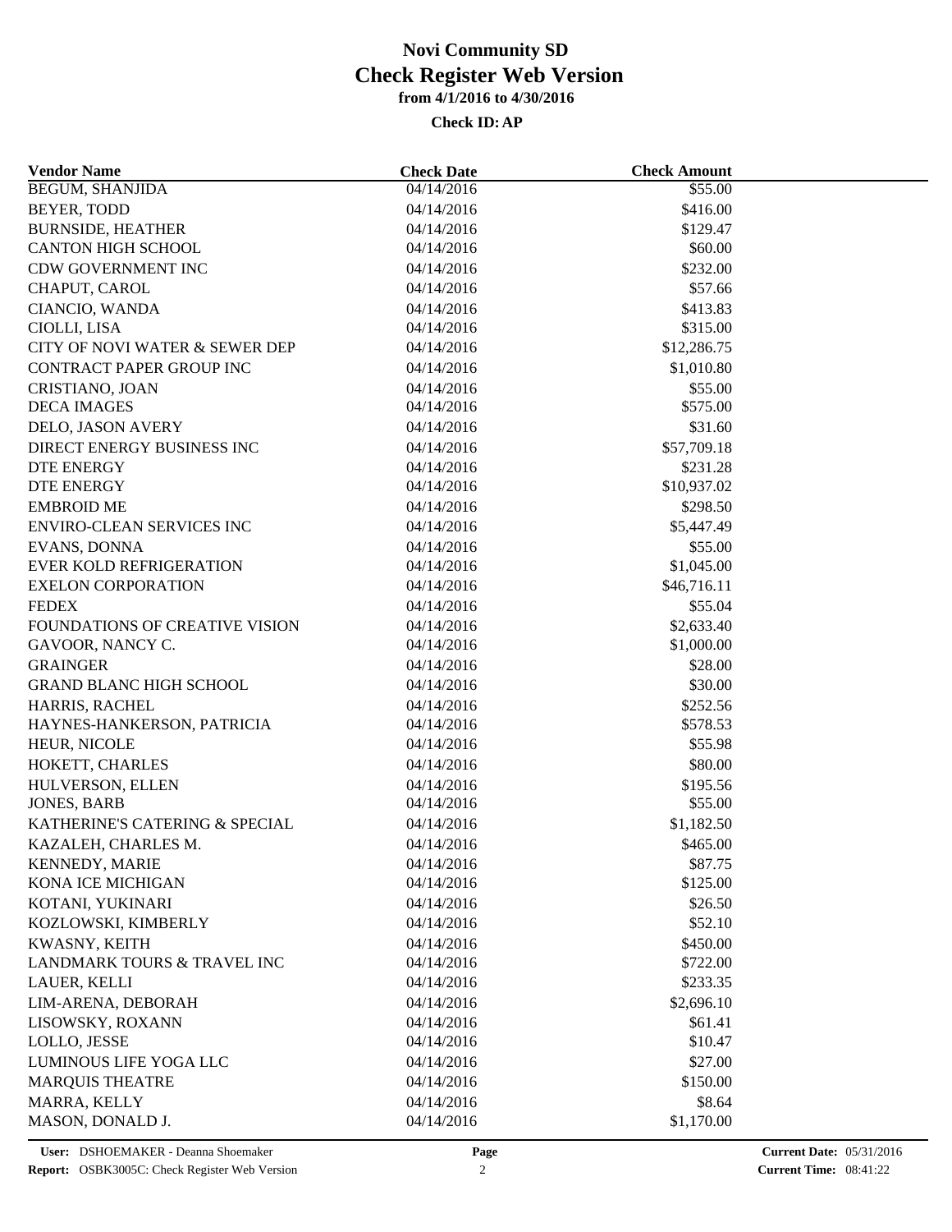# Novi Community SD

## Check Register Web Version

### from 4/1/2016 to 4/30/2016

**Check ID: AP**

| Vendor Name | Check Date | Check Amount |
|---|---|---|
| BEGUM, SHANJIDA | 04/14/2016 | $55.00 |
| BEYER, TODD | 04/14/2016 | $416.00 |
| BURNSIDE, HEATHER | 04/14/2016 | $129.47 |
| CANTON HIGH SCHOOL | 04/14/2016 | $60.00 |
| CDW GOVERNMENT INC | 04/14/2016 | $232.00 |
| CHAPUT, CAROL | 04/14/2016 | $57.66 |
| CIANCIO, WANDA | 04/14/2016 | $413.83 |
| CIOLLI, LISA | 04/14/2016 | $315.00 |
| CITY OF NOVI WATER & SEWER DEP | 04/14/2016 | $12,286.75 |
| CONTRACT PAPER GROUP INC | 04/14/2016 | $1,010.80 |
| CRISTIANO, JOAN | 04/14/2016 | $55.00 |
| DECA IMAGES | 04/14/2016 | $575.00 |
| DELO, JASON AVERY | 04/14/2016 | $31.60 |
| DIRECT ENERGY BUSINESS INC | 04/14/2016 | $57,709.18 |
| DTE ENERGY | 04/14/2016 | $231.28 |
| DTE ENERGY | 04/14/2016 | $10,937.02 |
| EMBROID ME | 04/14/2016 | $298.50 |
| ENVIRO-CLEAN SERVICES INC | 04/14/2016 | $5,447.49 |
| EVANS, DONNA | 04/14/2016 | $55.00 |
| EVER KOLD REFRIGERATION | 04/14/2016 | $1,045.00 |
| EXELON CORPORATION | 04/14/2016 | $46,716.11 |
| FEDEX | 04/14/2016 | $55.04 |
| FOUNDATIONS OF CREATIVE VISION | 04/14/2016 | $2,633.40 |
| GAVOOR, NANCY C. | 04/14/2016 | $1,000.00 |
| GRAINGER | 04/14/2016 | $28.00 |
| GRAND BLANC HIGH SCHOOL | 04/14/2016 | $30.00 |
| HARRIS, RACHEL | 04/14/2016 | $252.56 |
| HAYNES-HANKERSON, PATRICIA | 04/14/2016 | $578.53 |
| HEUR, NICOLE | 04/14/2016 | $55.98 |
| HOKETT, CHARLES | 04/14/2016 | $80.00 |
| HULVERSON, ELLEN | 04/14/2016 | $195.56 |
| JONES, BARB | 04/14/2016 | $55.00 |
| KATHERINE'S CATERING & SPECIAL | 04/14/2016 | $1,182.50 |
| KAZALEH, CHARLES M. | 04/14/2016 | $465.00 |
| KENNEDY, MARIE | 04/14/2016 | $87.75 |
| KONA ICE MICHIGAN | 04/14/2016 | $125.00 |
| KOTANI, YUKINARI | 04/14/2016 | $26.50 |
| KOZLOWSKI, KIMBERLY | 04/14/2016 | $52.10 |
| KWASNY, KEITH | 04/14/2016 | $450.00 |
| LANDMARK TOURS & TRAVEL INC | 04/14/2016 | $722.00 |
| LAUER, KELLI | 04/14/2016 | $233.35 |
| LIM-ARENA, DEBORAH | 04/14/2016 | $2,696.10 |
| LISOWSKY, ROXANN | 04/14/2016 | $61.41 |
| LOLLO, JESSE | 04/14/2016 | $10.47 |
| LUMINOUS LIFE YOGA LLC | 04/14/2016 | $27.00 |
| MARQUIS THEATRE | 04/14/2016 | $150.00 |
| MARRA, KELLY | 04/14/2016 | $8.64 |
| MASON, DONALD J. | 04/14/2016 | $1,170.00 |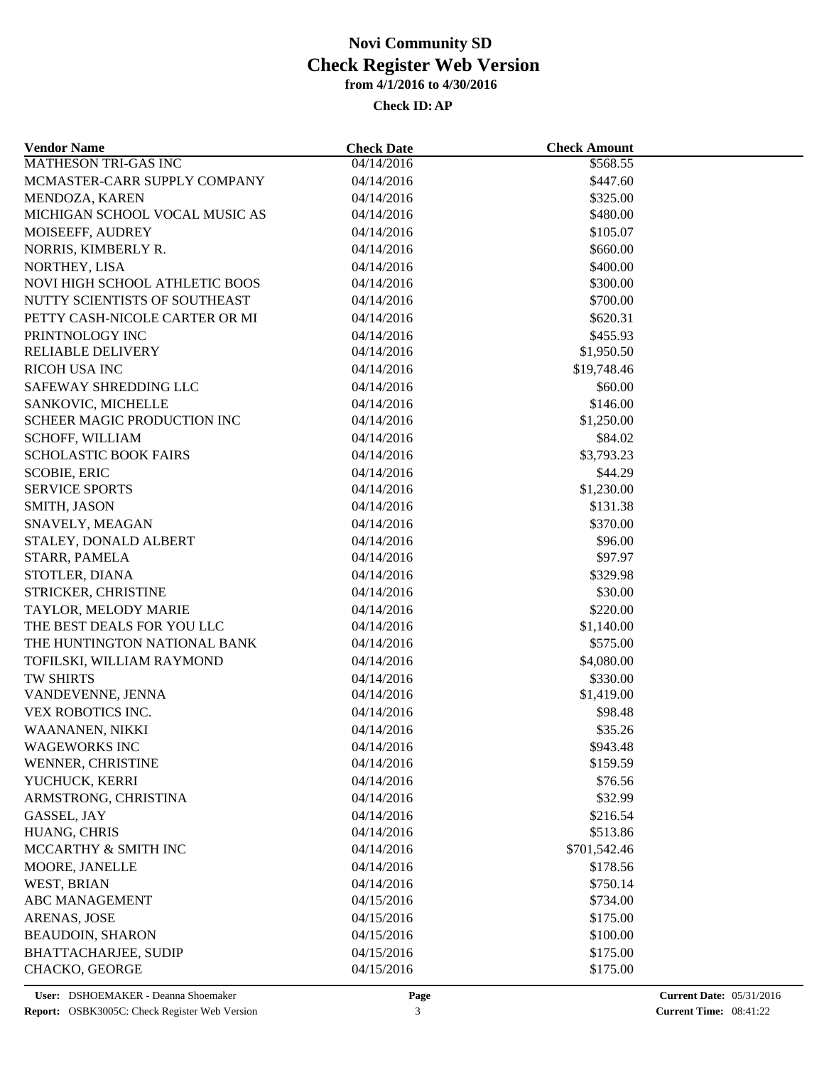# Novi Community SD
# Check Register Web Version
**from 4/1/2016 to 4/30/2016**

**Check ID: AP**

| Vendor Name | Check Date | Check Amount |
|---|---|---|
| MATHESON TRI-GAS INC | 04/14/2016 | $568.55 |
| MCMASTER-CARR SUPPLY COMPANY | 04/14/2016 | $447.60 |
| MENDOZA, KAREN | 04/14/2016 | $325.00 |
| MICHIGAN SCHOOL VOCAL MUSIC AS | 04/14/2016 | $480.00 |
| MOISEEFF, AUDREY | 04/14/2016 | $105.07 |
| NORRIS, KIMBERLY R. | 04/14/2016 | $660.00 |
| NORTHEY, LISA | 04/14/2016 | $400.00 |
| NOVI HIGH SCHOOL ATHLETIC BOOS | 04/14/2016 | $300.00 |
| NUTTY SCIENTISTS OF SOUTHEAST | 04/14/2016 | $700.00 |
| PETTY CASH-NICOLE CARTER OR MI | 04/14/2016 | $620.31 |
| PRINTNOLOGY INC | 04/14/2016 | $455.93 |
| RELIABLE DELIVERY | 04/14/2016 | $1,950.50 |
| RICOH USA INC | 04/14/2016 | $19,748.46 |
| SAFEWAY SHREDDING LLC | 04/14/2016 | $60.00 |
| SANKOVIC, MICHELLE | 04/14/2016 | $146.00 |
| SCHEER MAGIC PRODUCTION INC | 04/14/2016 | $1,250.00 |
| SCHOFF, WILLIAM | 04/14/2016 | $84.02 |
| SCHOLASTIC BOOK FAIRS | 04/14/2016 | $3,793.23 |
| SCOBIE, ERIC | 04/14/2016 | $44.29 |
| SERVICE SPORTS | 04/14/2016 | $1,230.00 |
| SMITH, JASON | 04/14/2016 | $131.38 |
| SNAVELY, MEAGAN | 04/14/2016 | $370.00 |
| STALEY, DONALD ALBERT | 04/14/2016 | $96.00 |
| STARR, PAMELA | 04/14/2016 | $97.97 |
| STOTLER, DIANA | 04/14/2016 | $329.98 |
| STRICKER, CHRISTINE | 04/14/2016 | $30.00 |
| TAYLOR, MELODY MARIE | 04/14/2016 | $220.00 |
| THE BEST DEALS FOR YOU LLC | 04/14/2016 | $1,140.00 |
| THE HUNTINGTON NATIONAL BANK | 04/14/2016 | $575.00 |
| TOFILSKI, WILLIAM RAYMOND | 04/14/2016 | $4,080.00 |
| TW SHIRTS | 04/14/2016 | $330.00 |
| VANDEVENNE, JENNA | 04/14/2016 | $1,419.00 |
| VEX ROBOTICS INC. | 04/14/2016 | $98.48 |
| WAANANEN, NIKKI | 04/14/2016 | $35.26 |
| WAGEWORKS INC | 04/14/2016 | $943.48 |
| WENNER, CHRISTINE | 04/14/2016 | $159.59 |
| YUCHUCK, KERRI | 04/14/2016 | $76.56 |
| ARMSTRONG, CHRISTINA | 04/14/2016 | $32.99 |
| GASSEL, JAY | 04/14/2016 | $216.54 |
| HUANG, CHRIS | 04/14/2016 | $513.86 |
| MCCARTHY & SMITH INC | 04/14/2016 | $701,542.46 |
| MOORE, JANELLE | 04/14/2016 | $178.56 |
| WEST, BRIAN | 04/14/2016 | $750.14 |
| ABC MANAGEMENT | 04/15/2016 | $734.00 |
| ARENAS, JOSE | 04/15/2016 | $175.00 |
| BEAUDOIN, SHARON | 04/15/2016 | $100.00 |
| BHATTACHARJEE, SUDIP | 04/15/2016 | $175.00 |
| CHACKO, GEORGE | 04/15/2016 | $175.00 |

**User:** DSHOEMAKER - Deanna Shoemaker
**Report:** OSBK3005C: Check Register Web Version
**Current Date:** 05/31/2016
**Current Time:** 08:41:22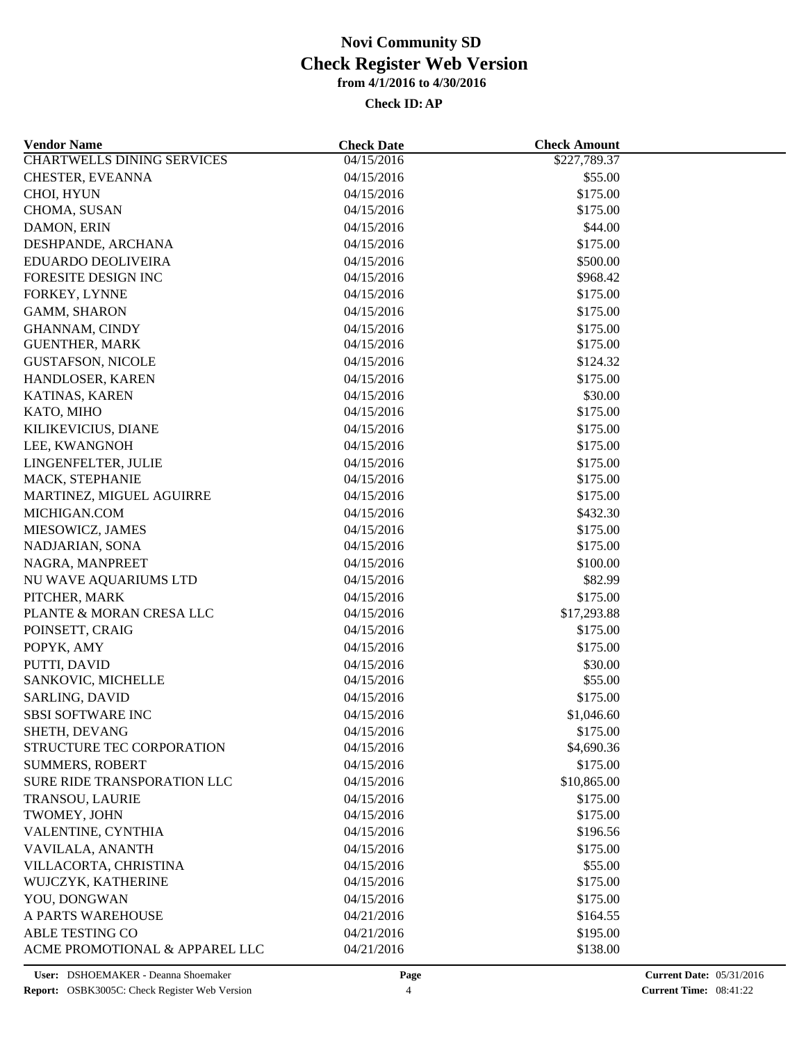# Novi Community SD
## Check Register Web Version
### from 4/1/2016 to 4/30/2016

**Check ID: AP**

| Vendor Name | Check Date | Check Amount |
|---|---|---|
| CHARTWELLS DINING SERVICES | 04/15/2016 | $227,789.37 |
| CHESTER, EVEANNA | 04/15/2016 | $55.00 |
| CHOI, HYUN | 04/15/2016 | $175.00 |
| CHOMA, SUSAN | 04/15/2016 | $175.00 |
| DAMON, ERIN | 04/15/2016 | $44.00 |
| DESHPANDE, ARCHANA | 04/15/2016 | $175.00 |
| EDUARDO DEOLIVEIRA | 04/15/2016 | $500.00 |
| FORESITE DESIGN INC | 04/15/2016 | $968.42 |
| FORKEY, LYNNE | 04/15/2016 | $175.00 |
| GAMM, SHARON | 04/15/2016 | $175.00 |
| GHANNAM, CINDY | 04/15/2016 | $175.00 |
| GUENTHER, MARK | 04/15/2016 | $175.00 |
| GUSTAFSON, NICOLE | 04/15/2016 | $124.32 |
| HANDLOSER, KAREN | 04/15/2016 | $175.00 |
| KATINAS, KAREN | 04/15/2016 | $30.00 |
| KATO, MIHO | 04/15/2016 | $175.00 |
| KILIKEVICIUS, DIANE | 04/15/2016 | $175.00 |
| LEE, KWANGNOH | 04/15/2016 | $175.00 |
| LINGENFELTER, JULIE | 04/15/2016 | $175.00 |
| MACK, STEPHANIE | 04/15/2016 | $175.00 |
| MARTINEZ, MIGUEL AGUIRRE | 04/15/2016 | $175.00 |
| MICHIGAN.COM | 04/15/2016 | $432.30 |
| MIESOWICZ, JAMES | 04/15/2016 | $175.00 |
| NADJARIAN, SONA | 04/15/2016 | $175.00 |
| NAGRA, MANPREET | 04/15/2016 | $100.00 |
| NU WAVE AQUARIUMS LTD | 04/15/2016 | $82.99 |
| PITCHER, MARK | 04/15/2016 | $175.00 |
| PLANTE & MORAN CRESA LLC | 04/15/2016 | $17,293.88 |
| POINSETT, CRAIG | 04/15/2016 | $175.00 |
| POPYK, AMY | 04/15/2016 | $175.00 |
| PUTTI, DAVID | 04/15/2016 | $30.00 |
| SANKOVIC, MICHELLE | 04/15/2016 | $55.00 |
| SARLING, DAVID | 04/15/2016 | $175.00 |
| SBSI SOFTWARE INC | 04/15/2016 | $1,046.60 |
| SHETH, DEVANG | 04/15/2016 | $175.00 |
| STRUCTURE TEC CORPORATION | 04/15/2016 | $4,690.36 |
| SUMMERS, ROBERT | 04/15/2016 | $175.00 |
| SURE RIDE TRANSPORATION LLC | 04/15/2016 | $10,865.00 |
| TRANSOU, LAURIE | 04/15/2016 | $175.00 |
| TWOMEY, JOHN | 04/15/2016 | $175.00 |
| VALENTINE, CYNTHIA | 04/15/2016 | $196.56 |
| VAVILALA, ANANTH | 04/15/2016 | $175.00 |
| VILLACORTA, CHRISTINA | 04/15/2016 | $55.00 |
| WUJCZYK, KATHERINE | 04/15/2016 | $175.00 |
| YOU, DONGWAN | 04/15/2016 | $175.00 |
| A PARTS WAREHOUSE | 04/21/2016 | $164.55 |
| ABLE TESTING CO | 04/21/2016 | $195.00 |
| ACME PROMOTIONAL & APPAREL LLC | 04/21/2016 | $138.00 |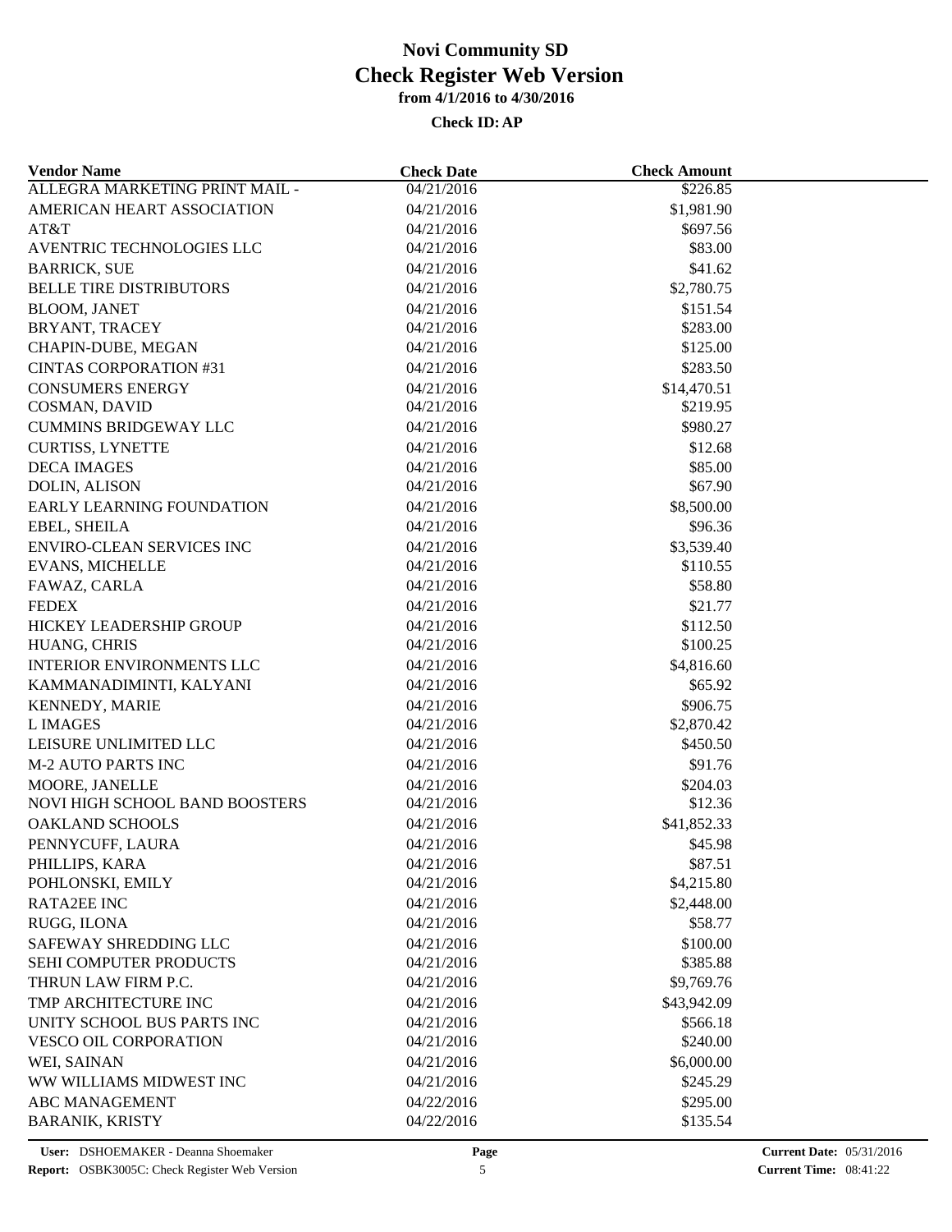# Novi Community SD
## Check Register Web Version
### from 4/1/2016 to 4/30/2016

**Check ID: AP**

| Vendor Name | Check Date | Check Amount |
|---|---|---|
| ALLEGRA MARKETING PRINT MAIL - | 04/21/2016 | $226.85 |
| AMERICAN HEART ASSOCIATION | 04/21/2016 | $1,981.90 |
| AT&T | 04/21/2016 | $697.56 |
| AVENTRIC TECHNOLOGIES LLC | 04/21/2016 | $83.00 |
| BARRICK, SUE | 04/21/2016 | $41.62 |
| BELLE TIRE DISTRIBUTORS | 04/21/2016 | $2,780.75 |
| BLOOM, JANET | 04/21/2016 | $151.54 |
| BRYANT, TRACEY | 04/21/2016 | $283.00 |
| CHAPIN-DUBE, MEGAN | 04/21/2016 | $125.00 |
| CINTAS CORPORATION #31 | 04/21/2016 | $283.50 |
| CONSUMERS ENERGY | 04/21/2016 | $14,470.51 |
| COSMAN, DAVID | 04/21/2016 | $219.95 |
| CUMMINS BRIDGEWAY LLC | 04/21/2016 | $980.27 |
| CURTISS, LYNETTE | 04/21/2016 | $12.68 |
| DECA IMAGES | 04/21/2016 | $85.00 |
| DOLIN, ALISON | 04/21/2016 | $67.90 |
| EARLY LEARNING FOUNDATION | 04/21/2016 | $8,500.00 |
| EBEL, SHEILA | 04/21/2016 | $96.36 |
| ENVIRO-CLEAN SERVICES INC | 04/21/2016 | $3,539.40 |
| EVANS, MICHELLE | 04/21/2016 | $110.55 |
| FAWAZ, CARLA | 04/21/2016 | $58.80 |
| FEDEX | 04/21/2016 | $21.77 |
| HICKEY LEADERSHIP GROUP | 04/21/2016 | $112.50 |
| HUANG, CHRIS | 04/21/2016 | $100.25 |
| INTERIOR ENVIRONMENTS LLC | 04/21/2016 | $4,816.60 |
| KAMMANADIMINTI, KALYANI | 04/21/2016 | $65.92 |
| KENNEDY, MARIE | 04/21/2016 | $906.75 |
| L IMAGES | 04/21/2016 | $2,870.42 |
| LEISURE UNLIMITED LLC | 04/21/2016 | $450.50 |
| M-2 AUTO PARTS INC | 04/21/2016 | $91.76 |
| MOORE, JANELLE | 04/21/2016 | $204.03 |
| NOVI HIGH SCHOOL BAND BOOSTERS | 04/21/2016 | $12.36 |
| OAKLAND SCHOOLS | 04/21/2016 | $41,852.33 |
| PENNYCUFF, LAURA | 04/21/2016 | $45.98 |
| PHILLIPS, KARA | 04/21/2016 | $87.51 |
| POHLONSKI, EMILY | 04/21/2016 | $4,215.80 |
| RATA2EE INC | 04/21/2016 | $2,448.00 |
| RUGG, ILONA | 04/21/2016 | $58.77 |
| SAFEWAY SHREDDING LLC | 04/21/2016 | $100.00 |
| SEHI COMPUTER PRODUCTS | 04/21/2016 | $385.88 |
| THRUN LAW FIRM P.C. | 04/21/2016 | $9,769.76 |
| TMP ARCHITECTURE INC | 04/21/2016 | $43,942.09 |
| UNITY SCHOOL BUS PARTS INC | 04/21/2016 | $566.18 |
| VESCO OIL CORPORATION | 04/21/2016 | $240.00 |
| WEI, SAINAN | 04/21/2016 | $6,000.00 |
| WW WILLIAMS MIDWEST INC | 04/21/2016 | $245.29 |
| ABC MANAGEMENT | 04/22/2016 | $295.00 |
| BARANIK, KRISTY | 04/22/2016 | $135.54 |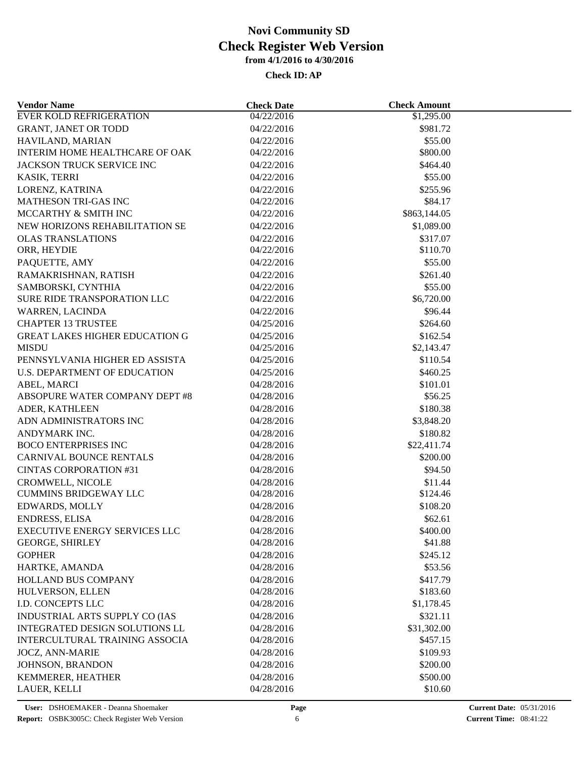# Novi Community SD
## Check Register Web Version
### from 4/1/2016 to 4/30/2016

**Check ID: AP**

| Vendor Name | Check Date | Check Amount |
|---|---|---|
| EVER KOLD REFRIGERATION | 04/22/2016 | $1,295.00 |
| GRANT, JANET OR TODD | 04/22/2016 | $981.72 |
| HAVILAND, MARIAN | 04/22/2016 | $55.00 |
| INTERIM HOME HEALTHCARE OF OAK | 04/22/2016 | $800.00 |
| JACKSON TRUCK SERVICE INC | 04/22/2016 | $464.40 |
| KASIK, TERRI | 04/22/2016 | $55.00 |
| LORENZ, KATRINA | 04/22/2016 | $255.96 |
| MATHESON TRI-GAS INC | 04/22/2016 | $84.17 |
| MCCARTHY & SMITH INC | 04/22/2016 | $863,144.05 |
| NEW HORIZONS REHABILITATION SE | 04/22/2016 | $1,089.00 |
| OLAS TRANSLATIONS | 04/22/2016 | $317.07 |
| ORR, HEYDIE | 04/22/2016 | $110.70 |
| PAQUETTE, AMY | 04/22/2016 | $55.00 |
| RAMAKRISHNAN, RATISH | 04/22/2016 | $261.40 |
| SAMBORSKI, CYNTHIA | 04/22/2016 | $55.00 |
| SURE RIDE TRANSPORATION LLC | 04/22/2016 | $6,720.00 |
| WARREN, LACINDA | 04/22/2016 | $96.44 |
| CHAPTER 13 TRUSTEE | 04/25/2016 | $264.60 |
| GREAT LAKES HIGHER EDUCATION G | 04/25/2016 | $162.54 |
| MISDU | 04/25/2016 | $2,143.47 |
| PENNSYLVANIA HIGHER ED ASSISTA | 04/25/2016 | $110.54 |
| U.S. DEPARTMENT OF EDUCATION | 04/25/2016 | $460.25 |
| ABEL, MARCI | 04/28/2016 | $101.01 |
| ABSOPURE WATER COMPANY DEPT #8 | 04/28/2016 | $56.25 |
| ADER, KATHLEEN | 04/28/2016 | $180.38 |
| ADN ADMINISTRATORS INC | 04/28/2016 | $3,848.20 |
| ANDYMARK INC. | 04/28/2016 | $180.82 |
| BOCO ENTERPRISES INC | 04/28/2016 | $22,411.74 |
| CARNIVAL BOUNCE RENTALS | 04/28/2016 | $200.00 |
| CINTAS CORPORATION #31 | 04/28/2016 | $94.50 |
| CROMWELL, NICOLE | 04/28/2016 | $11.44 |
| CUMMINS BRIDGEWAY LLC | 04/28/2016 | $124.46 |
| EDWARDS, MOLLY | 04/28/2016 | $108.20 |
| ENDRESS, ELISA | 04/28/2016 | $62.61 |
| EXECUTIVE ENERGY SERVICES LLC | 04/28/2016 | $400.00 |
| GEORGE, SHIRLEY | 04/28/2016 | $41.88 |
| GOPHER | 04/28/2016 | $245.12 |
| HARTKE, AMANDA | 04/28/2016 | $53.56 |
| HOLLAND BUS COMPANY | 04/28/2016 | $417.79 |
| HULVERSON, ELLEN | 04/28/2016 | $183.60 |
| I.D. CONCEPTS LLC | 04/28/2016 | $1,178.45 |
| INDUSTRIAL ARTS SUPPLY CO (IAS | 04/28/2016 | $321.11 |
| INTEGRATED DESIGN SOLUTIONS LL | 04/28/2016 | $31,302.00 |
| INTERCULTURAL TRAINING ASSOCIA | 04/28/2016 | $457.15 |
| JOCZ, ANN-MARIE | 04/28/2016 | $109.93 |
| JOHNSON, BRANDON | 04/28/2016 | $200.00 |
| KEMMERER, HEATHER | 04/28/2016 | $500.00 |
| LAUER, KELLI | 04/28/2016 | $10.60 |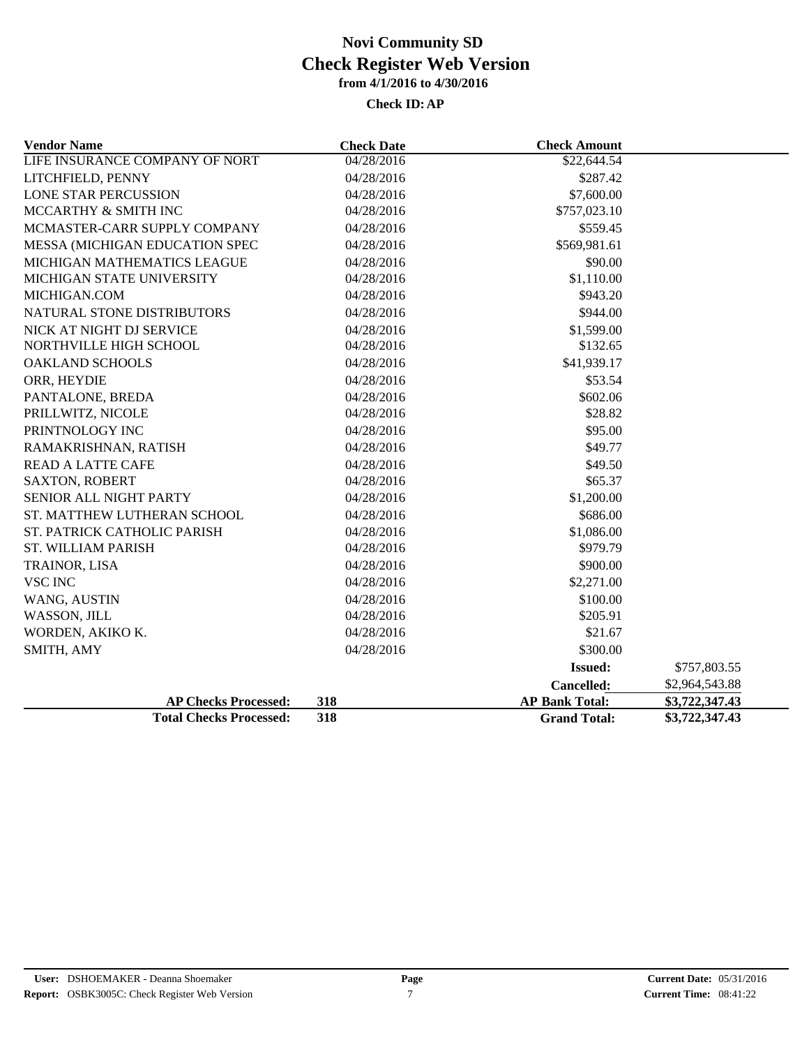# Novi Community SD

## Check Register Web Version

**from 4/1/2016 to 4/30/2016**

**Check ID: AP**

| Vendor Name | Check Date | Check Amount | |
|---|---|---|---|
| LIFE INSURANCE COMPANY OF NORT | 04/28/2016 | $22,644.54 | |
| LITCHFIELD, PENNY | 04/28/2016 | $287.42 | |
| LONE STAR PERCUSSION | 04/28/2016 | $7,600.00 | |
| MCCARTHY & SMITH INC | 04/28/2016 | $757,023.10 | |
| MCMASTER-CARR SUPPLY COMPANY | 04/28/2016 | $559.45 | |
| MESSA (MICHIGAN EDUCATION SPEC | 04/28/2016 | $569,981.61 | |
| MICHIGAN MATHEMATICS LEAGUE | 04/28/2016 | $90.00 | |
| MICHIGAN STATE UNIVERSITY | 04/28/2016 | $1,110.00 | |
| MICHIGAN.COM | 04/28/2016 | $943.20 | |
| NATURAL STONE DISTRIBUTORS | 04/28/2016 | $944.00 | |
| NICK AT NIGHT DJ SERVICE | 04/28/2016 | $1,599.00 | |
| NORTHVILLE HIGH SCHOOL | 04/28/2016 | $132.65 | |
| OAKLAND SCHOOLS | 04/28/2016 | $41,939.17 | |
| ORR, HEYDIE | 04/28/2016 | $53.54 | |
| PANTALONE, BREDA | 04/28/2016 | $602.06 | |
| PRILLWITZ, NICOLE | 04/28/2016 | $28.82 | |
| PRINTNOLOGY INC | 04/28/2016 | $95.00 | |
| RAMAKRISHNAN, RATISH | 04/28/2016 | $49.77 | |
| READ A LATTE CAFE | 04/28/2016 | $49.50 | |
| SAXTON, ROBERT | 04/28/2016 | $65.37 | |
| SENIOR ALL NIGHT PARTY | 04/28/2016 | $1,200.00 | |
| ST. MATTHEW LUTHERAN SCHOOL | 04/28/2016 | $686.00 | |
| ST. PATRICK CATHOLIC PARISH | 04/28/2016 | $1,086.00 | |
| ST. WILLIAM PARISH | 04/28/2016 | $979.79 | |
| TRAINOR, LISA | 04/28/2016 | $900.00 | |
| VSC INC | 04/28/2016 | $2,271.00 | |
| WANG, AUSTIN | 04/28/2016 | $100.00 | |
| WASSON, JILL | 04/28/2016 | $205.91 | |
| WORDEN, AKIKO K. | 04/28/2016 | $21.67 | |
| SMITH, AMY | 04/28/2016 | $300.00 | |
| | | **Issued:** | $757,803.55 |
| | | **Cancelled:** | $2,964,543.88 |
| **AP Checks Processed:** | **318** | **AP Bank Total:** | **$3,722,347.43** |
| **Total Checks Processed:** | **318** | **Grand Total:** | **$3,722,347.43** |

**User:** DSHOEMAKER - Deanna Shoemaker
**Report:** OSBK3005C: Check Register Web Version
**Current Date:** 05/31/2016
**Current Time:** 08:41:22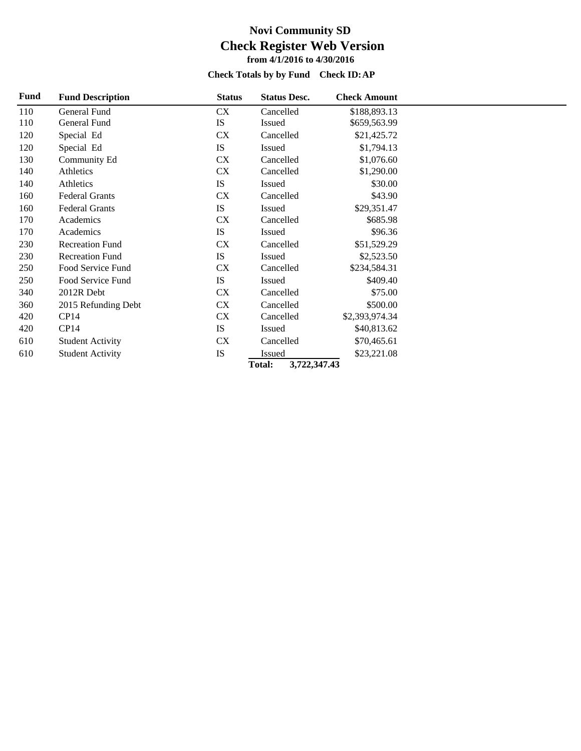# Novi Community SD

## Check Register Web Version

**from 4/1/2016 to 4/30/2016**

**Check Totals by by Fund    Check ID: AP**

| Fund | Fund Description | Status | Status Desc. | Check Amount |
|---|---|---|---|---|
| 110 | General Fund | CX | Cancelled | $188,893.13 |
| 110 | General Fund | IS | Issued | $659,563.99 |
| 120 | Special Ed | CX | Cancelled | $21,425.72 |
| 120 | Special Ed | IS | Issued | $1,794.13 |
| 130 | Community Ed | CX | Cancelled | $1,076.60 |
| 140 | Athletics | CX | Cancelled | $1,290.00 |
| 140 | Athletics | IS | Issued | $30.00 |
| 160 | Federal Grants | CX | Cancelled | $43.90 |
| 160 | Federal Grants | IS | Issued | $29,351.47 |
| 170 | Academics | CX | Cancelled | $685.98 |
| 170 | Academics | IS | Issued | $96.36 |
| 230 | Recreation Fund | CX | Cancelled | $51,529.29 |
| 230 | Recreation Fund | IS | Issued | $2,523.50 |
| 250 | Food Service Fund | CX | Cancelled | $234,584.31 |
| 250 | Food Service Fund | IS | Issued | $409.40 |
| 340 | 2012R Debt | CX | Cancelled | $75.00 |
| 360 | 2015 Refunding Debt | CX | Cancelled | $500.00 |
| 420 | CP14 | CX | Cancelled | $2,393,974.34 |
| 420 | CP14 | IS | Issued | $40,813.62 |
| 610 | Student Activity | CX | Cancelled | $70,465.61 |
| 610 | Student Activity | IS | Issued | $23,221.08 |
| | | | **Total:** | **3,722,347.43** |